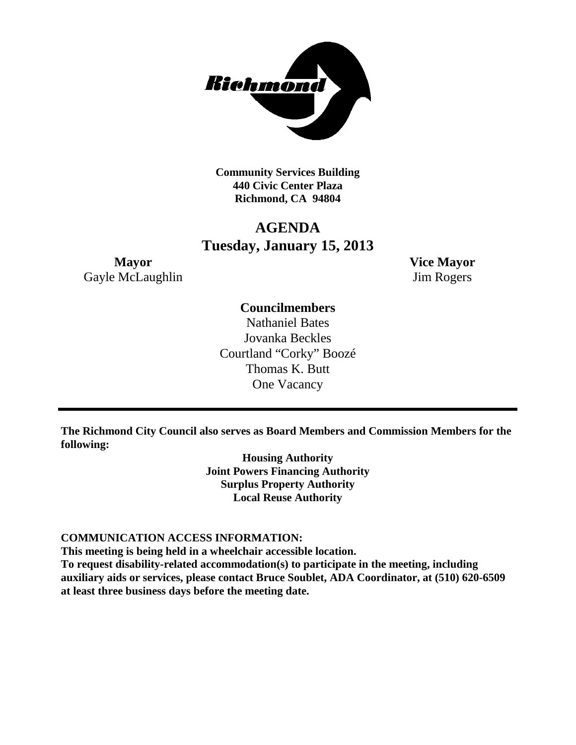**Community Services Building**
**440 Civic Center Plaza**
**Richmond, CA 94804**

# AGENDA
## Tuesday, January 15, 2013

**Mayor**
Gayle McLaughlin

**Vice Mayor**
Jim Rogers

**Councilmembers**
Nathaniel Bates
Jovanka Beckles
Courtland "Corky" Boozé
Thomas K. Butt
One Vacancy

---

**The Richmond City Council also serves as Board Members and Commission Members for the following:**

**Housing Authority**
**Joint Powers Financing Authority**
**Surplus Property Authority**
**Local Reuse Authority**

**COMMUNICATION ACCESS INFORMATION:**
**This meeting is being held in a wheelchair accessible location.**
**To request disability-related accommodation(s) to participate in the meeting, including auxiliary aids or services, please contact Bruce Soublet, ADA Coordinator, at (510) 620-6509 at least three business days before the meeting date.**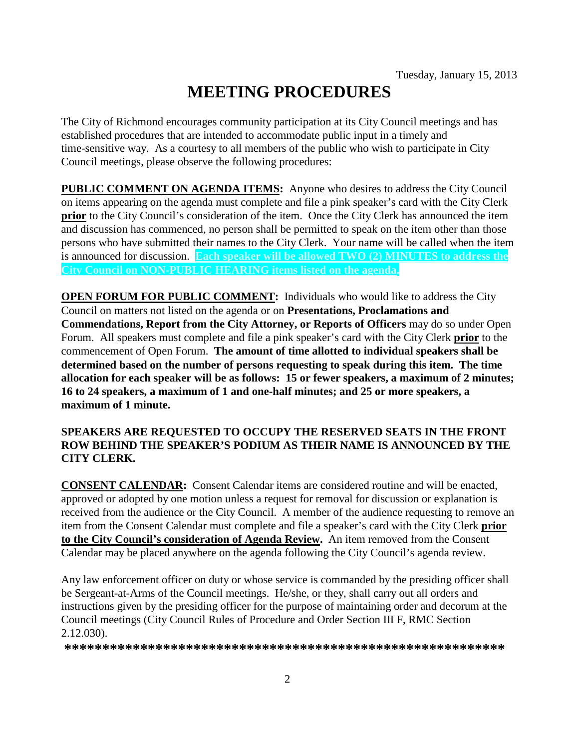Tuesday, January 15, 2013

# MEETING PROCEDURES

The City of Richmond encourages community participation at its City Council meetings and has established procedures that are intended to accommodate public input in a timely and time-sensitive way. As a courtesy to all members of the public who wish to participate in City Council meetings, please observe the following procedures:

**PUBLIC COMMENT ON AGENDA ITEMS:** Anyone who desires to address the City Council on items appearing on the agenda must complete and file a pink speaker's card with the City Clerk **prior** to the City Council's consideration of the item. Once the City Clerk has announced the item and discussion has commenced, no person shall be permitted to speak on the item other than those persons who have submitted their names to the City Clerk. Your name will be called when the item is announced for discussion. **Each speaker will be allowed TWO (2) MINUTES to address the City Council on NON-PUBLIC HEARING items listed on the agenda.**

**OPEN FORUM FOR PUBLIC COMMENT:** Individuals who would like to address the City Council on matters not listed on the agenda or on **Presentations, Proclamations and Commendations, Report from the City Attorney, or Reports of Officers** may do so under Open Forum. All speakers must complete and file a pink speaker's card with the City Clerk **prior** to the commencement of Open Forum. **The amount of time allotted to individual speakers shall be determined based on the number of persons requesting to speak during this item. The time allocation for each speaker will be as follows: 15 or fewer speakers, a maximum of 2 minutes; 16 to 24 speakers, a maximum of 1 and one-half minutes; and 25 or more speakers, a maximum of 1 minute.**

**SPEAKERS ARE REQUESTED TO OCCUPY THE RESERVED SEATS IN THE FRONT ROW BEHIND THE SPEAKER'S PODIUM AS THEIR NAME IS ANNOUNCED BY THE CITY CLERK.**

**CONSENT CALENDAR:** Consent Calendar items are considered routine and will be enacted, approved or adopted by one motion unless a request for removal for discussion or explanation is received from the audience or the City Council. A member of the audience requesting to remove an item from the Consent Calendar must complete and file a speaker's card with the City Clerk **prior to the City Council's consideration of Agenda Review.** An item removed from the Consent Calendar may be placed anywhere on the agenda following the City Council's agenda review.

Any law enforcement officer on duty or whose service is commanded by the presiding officer shall be Sergeant-at-Arms of the Council meetings. He/she, or they, shall carry out all orders and instructions given by the presiding officer for the purpose of maintaining order and decorum at the Council meetings (City Council Rules of Procedure and Order Section III F, RMC Section 2.12.030).

**************************************************************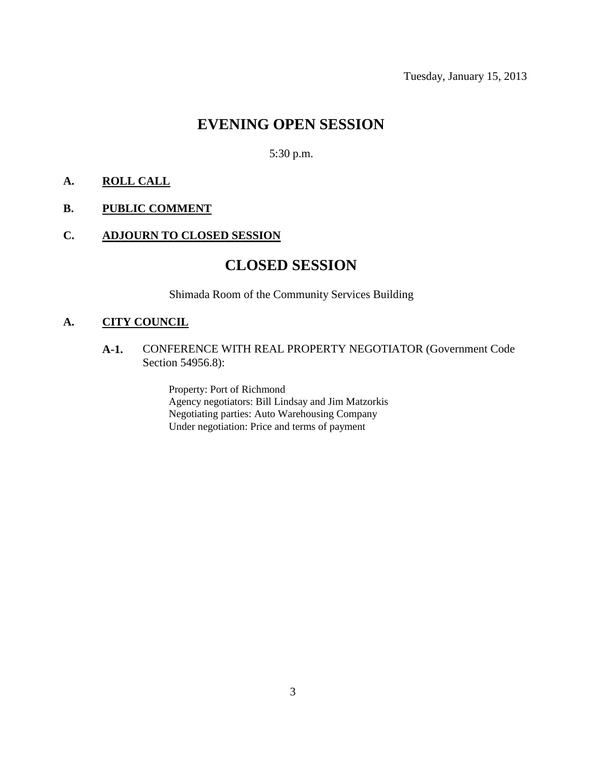Tuesday, January 15, 2013

# EVENING OPEN SESSION

5:30 p.m.

**A. ROLL CALL**

**B. PUBLIC COMMENT**

**C. ADJOURN TO CLOSED SESSION**

# CLOSED SESSION

Shimada Room of the Community Services Building

**A. CITY COUNCIL**

**A-1.** CONFERENCE WITH REAL PROPERTY NEGOTIATOR (Government Code Section 54956.8):

Property: Port of Richmond
Agency negotiators: Bill Lindsay and Jim Matzorkis
Negotiating parties: Auto Warehousing Company
Under negotiation: Price and terms of payment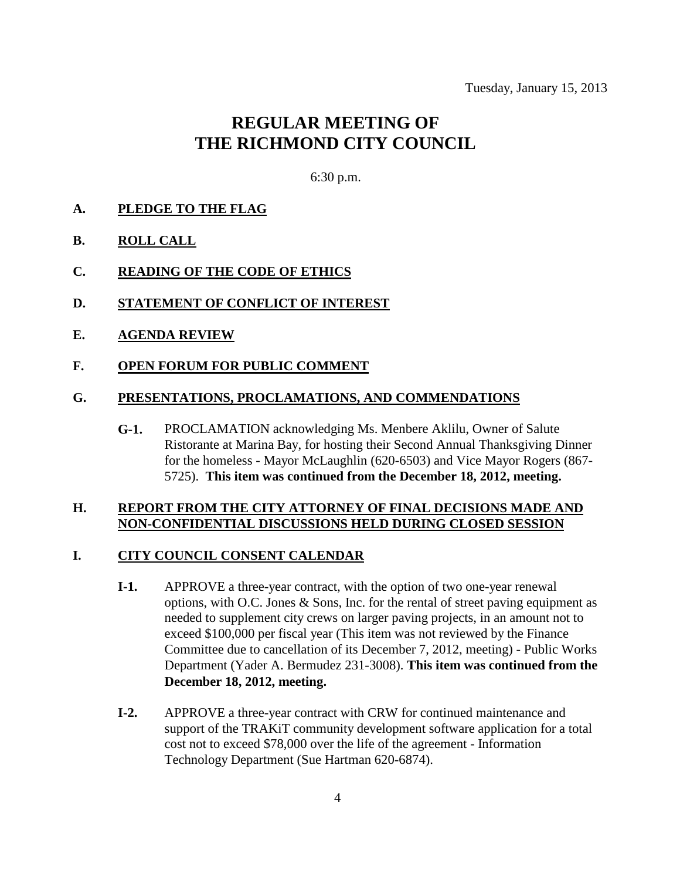Tuesday, January 15, 2013

# REGULAR MEETING OF THE RICHMOND CITY COUNCIL

6:30 p.m.

## A. PLEDGE TO THE FLAG

## B. ROLL CALL

## C. READING OF THE CODE OF ETHICS

## D. STATEMENT OF CONFLICT OF INTEREST

## E. AGENDA REVIEW

## F. OPEN FORUM FOR PUBLIC COMMENT

## G. PRESENTATIONS, PROCLAMATIONS, AND COMMENDATIONS

**G-1.** PROCLAMATION acknowledging Ms. Menbere Aklilu, Owner of Salute Ristorante at Marina Bay, for hosting their Second Annual Thanksgiving Dinner for the homeless - Mayor McLaughlin (620-6503) and Vice Mayor Rogers (867-5725). **This item was continued from the December 18, 2012, meeting.**

## H. REPORT FROM THE CITY ATTORNEY OF FINAL DECISIONS MADE AND NON-CONFIDENTIAL DISCUSSIONS HELD DURING CLOSED SESSION

## I. CITY COUNCIL CONSENT CALENDAR

**I-1.** APPROVE a three-year contract, with the option of two one-year renewal options, with O.C. Jones & Sons, Inc. for the rental of street paving equipment as needed to supplement city crews on larger paving projects, in an amount not to exceed $100,000 per fiscal year (This item was not reviewed by the Finance Committee due to cancellation of its December 7, 2012, meeting) - Public Works Department (Yader A. Bermudez 231-3008). **This item was continued from the December 18, 2012, meeting.**

**I-2.** APPROVE a three-year contract with CRW for continued maintenance and support of the TRAKiT community development software application for a total cost not to exceed $78,000 over the life of the agreement - Information Technology Department (Sue Hartman 620-6874).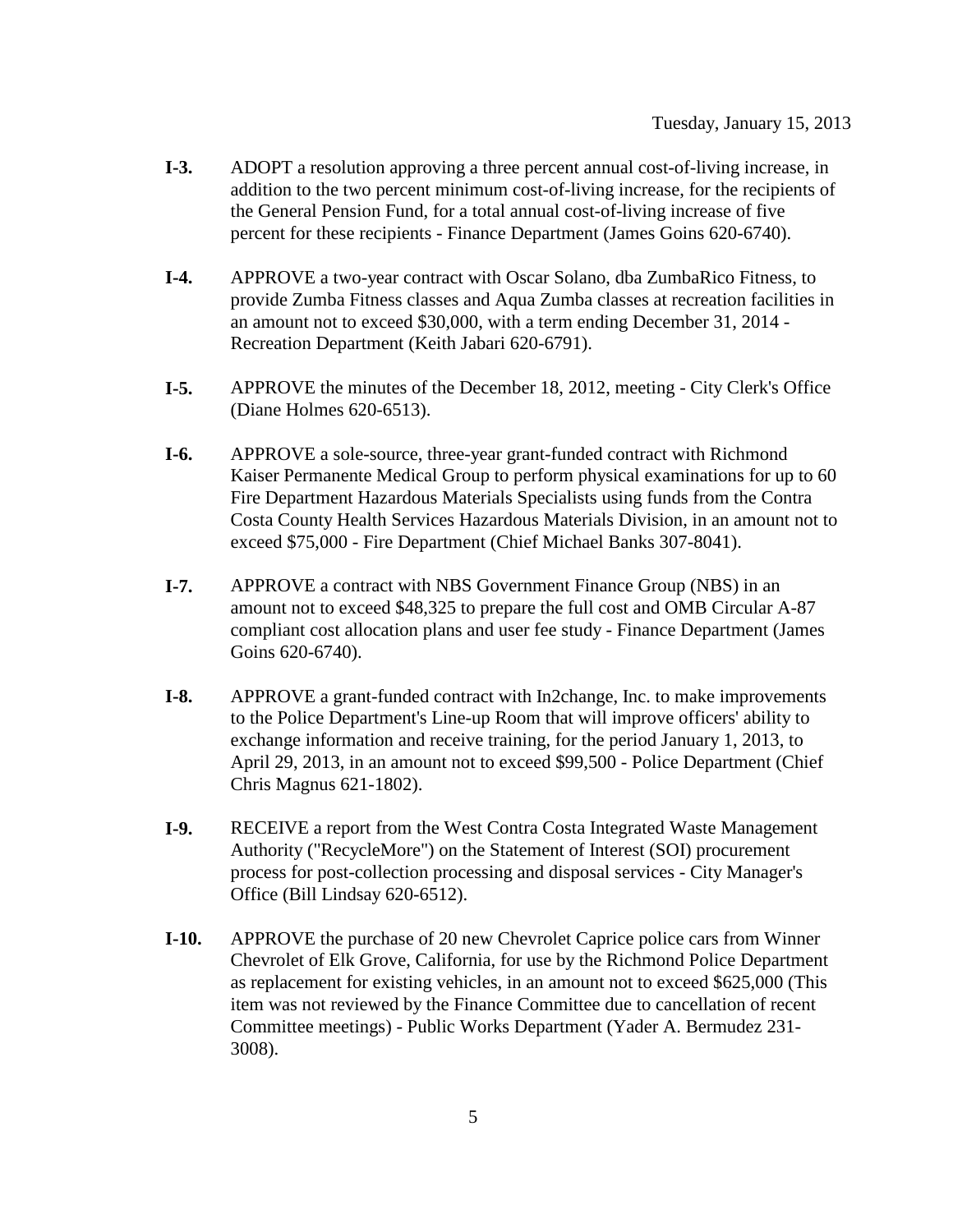Tuesday, January 15, 2013

**I-3.** ADOPT a resolution approving a three percent annual cost-of-living increase, in addition to the two percent minimum cost-of-living increase, for the recipients of the General Pension Fund, for a total annual cost-of-living increase of five percent for these recipients - Finance Department (James Goins 620-6740).

**I-4.** APPROVE a two-year contract with Oscar Solano, dba ZumbaRico Fitness, to provide Zumba Fitness classes and Aqua Zumba classes at recreation facilities in an amount not to exceed $30,000, with a term ending December 31, 2014 - Recreation Department (Keith Jabari 620-6791).

**I-5.** APPROVE the minutes of the December 18, 2012, meeting - City Clerk's Office (Diane Holmes 620-6513).

**I-6.** APPROVE a sole-source, three-year grant-funded contract with Richmond Kaiser Permanente Medical Group to perform physical examinations for up to 60 Fire Department Hazardous Materials Specialists using funds from the Contra Costa County Health Services Hazardous Materials Division, in an amount not to exceed $75,000 - Fire Department (Chief Michael Banks 307-8041).

**I-7.** APPROVE a contract with NBS Government Finance Group (NBS) in an amount not to exceed $48,325 to prepare the full cost and OMB Circular A-87 compliant cost allocation plans and user fee study - Finance Department (James Goins 620-6740).

**I-8.** APPROVE a grant-funded contract with In2change, Inc. to make improvements to the Police Department's Line-up Room that will improve officers' ability to exchange information and receive training, for the period January 1, 2013, to April 29, 2013, in an amount not to exceed $99,500 - Police Department (Chief Chris Magnus 621-1802).

**I-9.** RECEIVE a report from the West Contra Costa Integrated Waste Management Authority ("RecycleMore") on the Statement of Interest (SOI) procurement process for post-collection processing and disposal services - City Manager's Office (Bill Lindsay 620-6512).

**I-10.** APPROVE the purchase of 20 new Chevrolet Caprice police cars from Winner Chevrolet of Elk Grove, California, for use by the Richmond Police Department as replacement for existing vehicles, in an amount not to exceed $625,000 (This item was not reviewed by the Finance Committee due to cancellation of recent Committee meetings) - Public Works Department (Yader A. Bermudez 231-3008).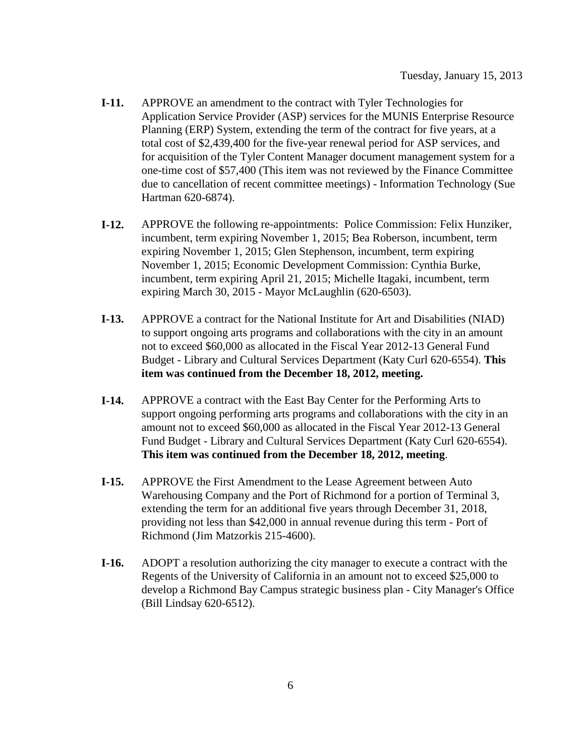**I-11.** APPROVE an amendment to the contract with Tyler Technologies for Application Service Provider (ASP) services for the MUNIS Enterprise Resource Planning (ERP) System, extending the term of the contract for five years, at a total cost of $2,439,400 for the five-year renewal period for ASP services, and for acquisition of the Tyler Content Manager document management system for a one-time cost of $57,400 (This item was not reviewed by the Finance Committee due to cancellation of recent committee meetings) - Information Technology (Sue Hartman 620-6874).

**I-12.** APPROVE the following re-appointments: Police Commission: Felix Hunziker, incumbent, term expiring November 1, 2015; Bea Roberson, incumbent, term expiring November 1, 2015; Glen Stephenson, incumbent, term expiring November 1, 2015; Economic Development Commission: Cynthia Burke, incumbent, term expiring April 21, 2015; Michelle Itagaki, incumbent, term expiring March 30, 2015 - Mayor McLaughlin (620-6503).

**I-13.** APPROVE a contract for the National Institute for Art and Disabilities (NIAD) to support ongoing arts programs and collaborations with the city in an amount not to exceed $60,000 as allocated in the Fiscal Year 2012-13 General Fund Budget - Library and Cultural Services Department (Katy Curl 620-6554). **This item was continued from the December 18, 2012, meeting.**

**I-14.** APPROVE a contract with the East Bay Center for the Performing Arts to support ongoing performing arts programs and collaborations with the city in an amount not to exceed $60,000 as allocated in the Fiscal Year 2012-13 General Fund Budget - Library and Cultural Services Department (Katy Curl 620-6554). **This item was continued from the December 18, 2012, meeting**.

**I-15.** APPROVE the First Amendment to the Lease Agreement between Auto Warehousing Company and the Port of Richmond for a portion of Terminal 3, extending the term for an additional five years through December 31, 2018, providing not less than $42,000 in annual revenue during this term - Port of Richmond (Jim Matzorkis 215-4600).

**I-16.** ADOPT a resolution authorizing the city manager to execute a contract with the Regents of the University of California in an amount not to exceed $25,000 to develop a Richmond Bay Campus strategic business plan - City Manager's Office (Bill Lindsay 620-6512).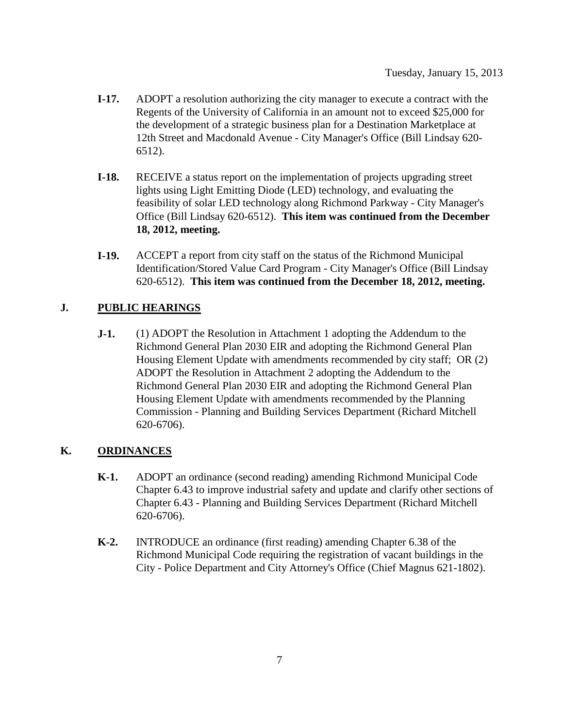**I-17.** ADOPT a resolution authorizing the city manager to execute a contract with the Regents of the University of California in an amount not to exceed $25,000 for the development of a strategic business plan for a Destination Marketplace at 12th Street and Macdonald Avenue - City Manager's Office (Bill Lindsay 620-6512).

**I-18.** RECEIVE a status report on the implementation of projects upgrading street lights using Light Emitting Diode (LED) technology, and evaluating the feasibility of solar LED technology along Richmond Parkway - City Manager's Office (Bill Lindsay 620-6512). **This item was continued from the December 18, 2012, meeting.**

**I-19.** ACCEPT a report from city staff on the status of the Richmond Municipal Identification/Stored Value Card Program - City Manager's Office (Bill Lindsay 620-6512). **This item was continued from the December 18, 2012, meeting.**

## J. PUBLIC HEARINGS

**J-1.** (1) ADOPT the Resolution in Attachment 1 adopting the Addendum to the Richmond General Plan 2030 EIR and adopting the Richmond General Plan Housing Element Update with amendments recommended by city staff; OR (2) ADOPT the Resolution in Attachment 2 adopting the Addendum to the Richmond General Plan 2030 EIR and adopting the Richmond General Plan Housing Element Update with amendments recommended by the Planning Commission - Planning and Building Services Department (Richard Mitchell 620-6706).

## K. ORDINANCES

**K-1.** ADOPT an ordinance (second reading) amending Richmond Municipal Code Chapter 6.43 to improve industrial safety and update and clarify other sections of Chapter 6.43 - Planning and Building Services Department (Richard Mitchell 620-6706).

**K-2.** INTRODUCE an ordinance (first reading) amending Chapter 6.38 of the Richmond Municipal Code requiring the registration of vacant buildings in the City - Police Department and City Attorney's Office (Chief Magnus 621-1802).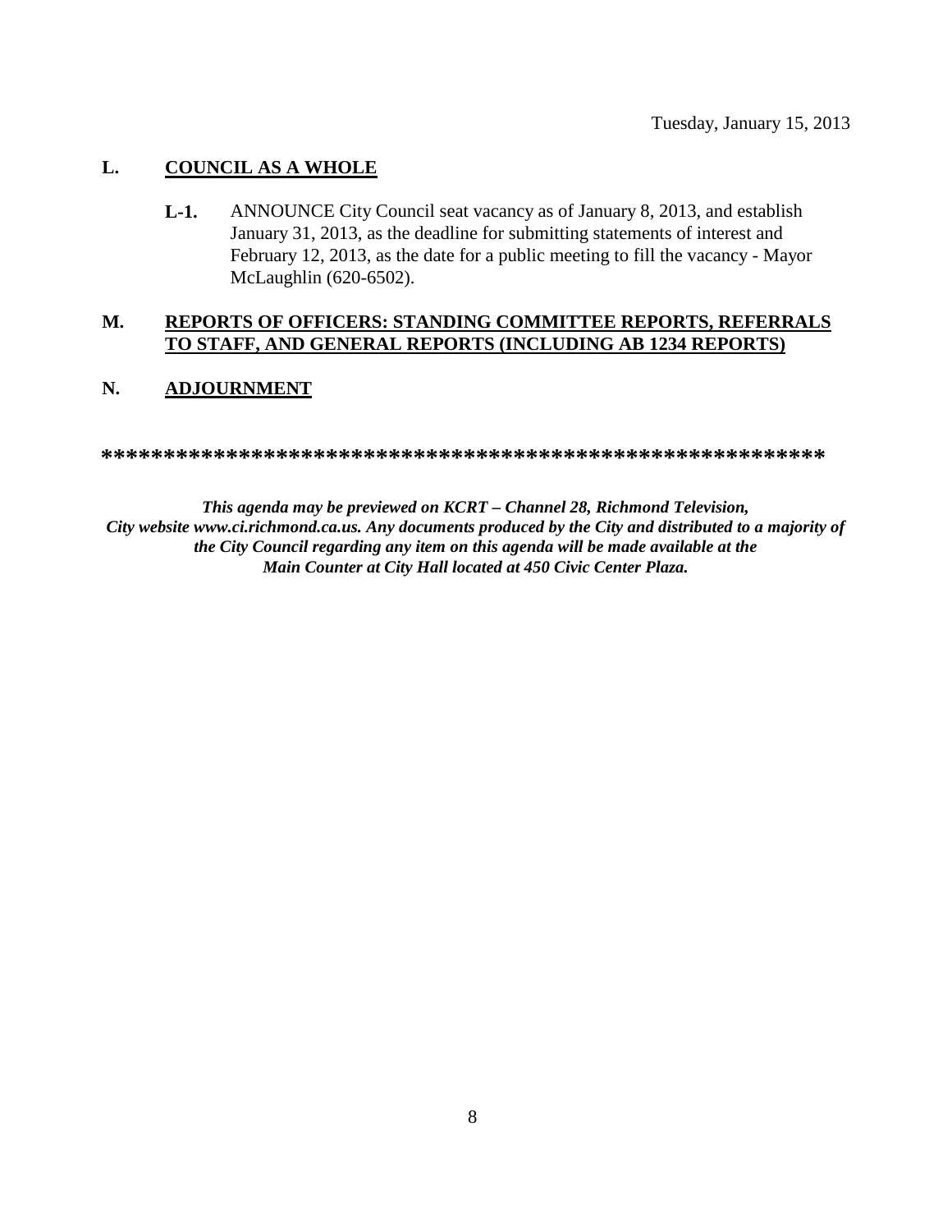Tuesday, January 15, 2013

## L. COUNCIL AS A WHOLE

**L-1.** ANNOUNCE City Council seat vacancy as of January 8, 2013, and establish January 31, 2013, as the deadline for submitting statements of interest and February 12, 2013, as the date for a public meeting to fill the vacancy - Mayor McLaughlin (620-6502).

## M. REPORTS OF OFFICERS: STANDING COMMITTEE REPORTS, REFERRALS TO STAFF, AND GENERAL REPORTS (INCLUDING AB 1234 REPORTS)

## N. ADJOURNMENT

**********************************************************

***This agenda may be previewed on KCRT – Channel 28, Richmond Television, City website www.ci.richmond.ca.us. Any documents produced by the City and distributed to a majority of the City Council regarding any item on this agenda will be made available at the Main Counter at City Hall located at 450 Civic Center Plaza.***